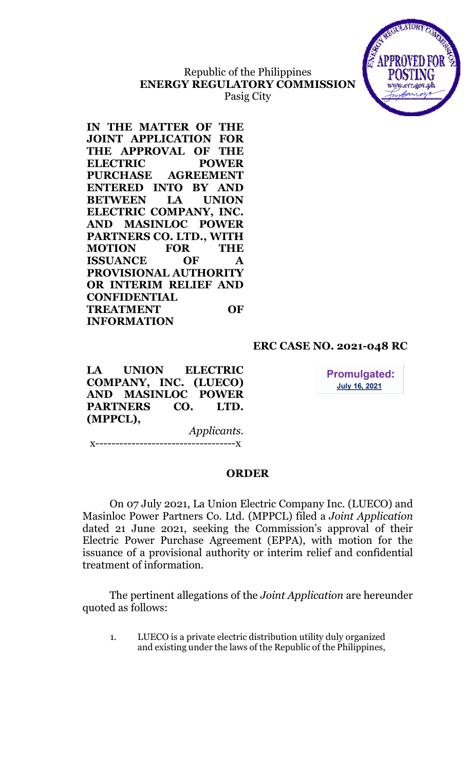Republic of the Philippines
**ENERGY REGULATORY COMMISSION**
Pasig City

**IN THE MATTER OF THE JOINT APPLICATION FOR THE APPROVAL OF THE ELECTRIC POWER PURCHASE AGREEMENT ENTERED INTO BY AND BETWEEN LA UNION ELECTRIC COMPANY, INC. AND MASINLOC POWER PARTNERS CO. LTD., WITH MOTION FOR THE ISSUANCE OF A PROVISIONAL AUTHORITY OR INTERIM RELIEF AND CONFIDENTIAL TREATMENT OF INFORMATION**

**ERC CASE NO. 2021-048 RC**

**LA UNION ELECTRIC COMPANY, INC. (LUECO) AND MASINLOC POWER PARTNERS CO. LTD. (MPPCL),**

*Applicants.*

**Promulgated:**
**July 16, 2021**

x----------------------------------x

## ORDER

On 07 July 2021, La Union Electric Company Inc. (LUECO) and Masinloc Power Partners Co. Ltd. (MPPCL) filed a *Joint Application* dated 21 June 2021, seeking the Commission's approval of their Electric Power Purchase Agreement (EPPA), with motion for the issuance of a provisional authority or interim relief and confidential treatment of information.

The pertinent allegations of the *Joint Application* are hereunder quoted as follows:

1. LUECO is a private electric distribution utility duly organized and existing under the laws of the Republic of the Philippines,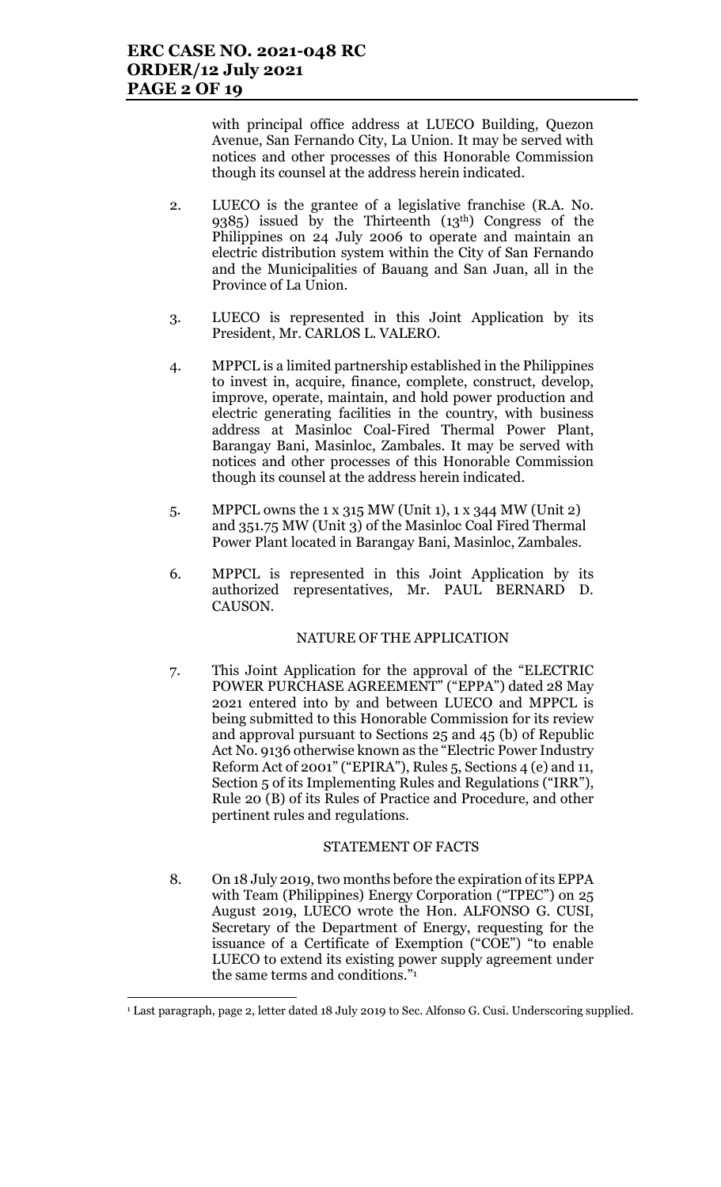with principal office address at LUECO Building, Quezon Avenue, San Fernando City, La Union. It may be served with notices and other processes of this Honorable Commission though its counsel at the address herein indicated.

2. LUECO is the grantee of a legislative franchise (R.A. No. 9385) issued by the Thirteenth (13th) Congress of the Philippines on 24 July 2006 to operate and maintain an electric distribution system within the City of San Fernando and the Municipalities of Bauang and San Juan, all in the Province of La Union.

3. LUECO is represented in this Joint Application by its President, Mr. CARLOS L. VALERO.

4. MPPCL is a limited partnership established in the Philippines to invest in, acquire, finance, complete, construct, develop, improve, operate, maintain, and hold power production and electric generating facilities in the country, with business address at Masinloc Coal-Fired Thermal Power Plant, Barangay Bani, Masinloc, Zambales. It may be served with notices and other processes of this Honorable Commission though its counsel at the address herein indicated.

5. MPPCL owns the 1 x 315 MW (Unit 1), 1 x 344 MW (Unit 2) and 351.75 MW (Unit 3) of the Masinloc Coal Fired Thermal Power Plant located in Barangay Bani, Masinloc, Zambales.

6. MPPCL is represented in this Joint Application by its authorized representatives, Mr. PAUL BERNARD D. CAUSON.

## NATURE OF THE APPLICATION

7. This Joint Application for the approval of the "ELECTRIC POWER PURCHASE AGREEMENT" ("EPPA") dated 28 May 2021 entered into by and between LUECO and MPPCL is being submitted to this Honorable Commission for its review and approval pursuant to Sections 25 and 45 (b) of Republic Act No. 9136 otherwise known as the "Electric Power Industry Reform Act of 2001" ("EPIRA"), Rules 5, Sections 4 (e) and 11, Section 5 of its Implementing Rules and Regulations ("IRR"), Rule 20 (B) of its Rules of Practice and Procedure, and other pertinent rules and regulations.

## STATEMENT OF FACTS

8. On 18 July 2019, two months before the expiration of its EPPA with Team (Philippines) Energy Corporation ("TPEC") on 25 August 2019, LUECO wrote the Hon. ALFONSO G. CUSI, Secretary of the Department of Energy, requesting for the issuance of a Certificate of Exemption ("COE") "to enable LUECO to extend its existing power supply agreement under the same terms and conditions."[1]

---

[1] Last paragraph, page 2, letter dated 18 July 2019 to Sec. Alfonso G. Cusi. Underscoring supplied.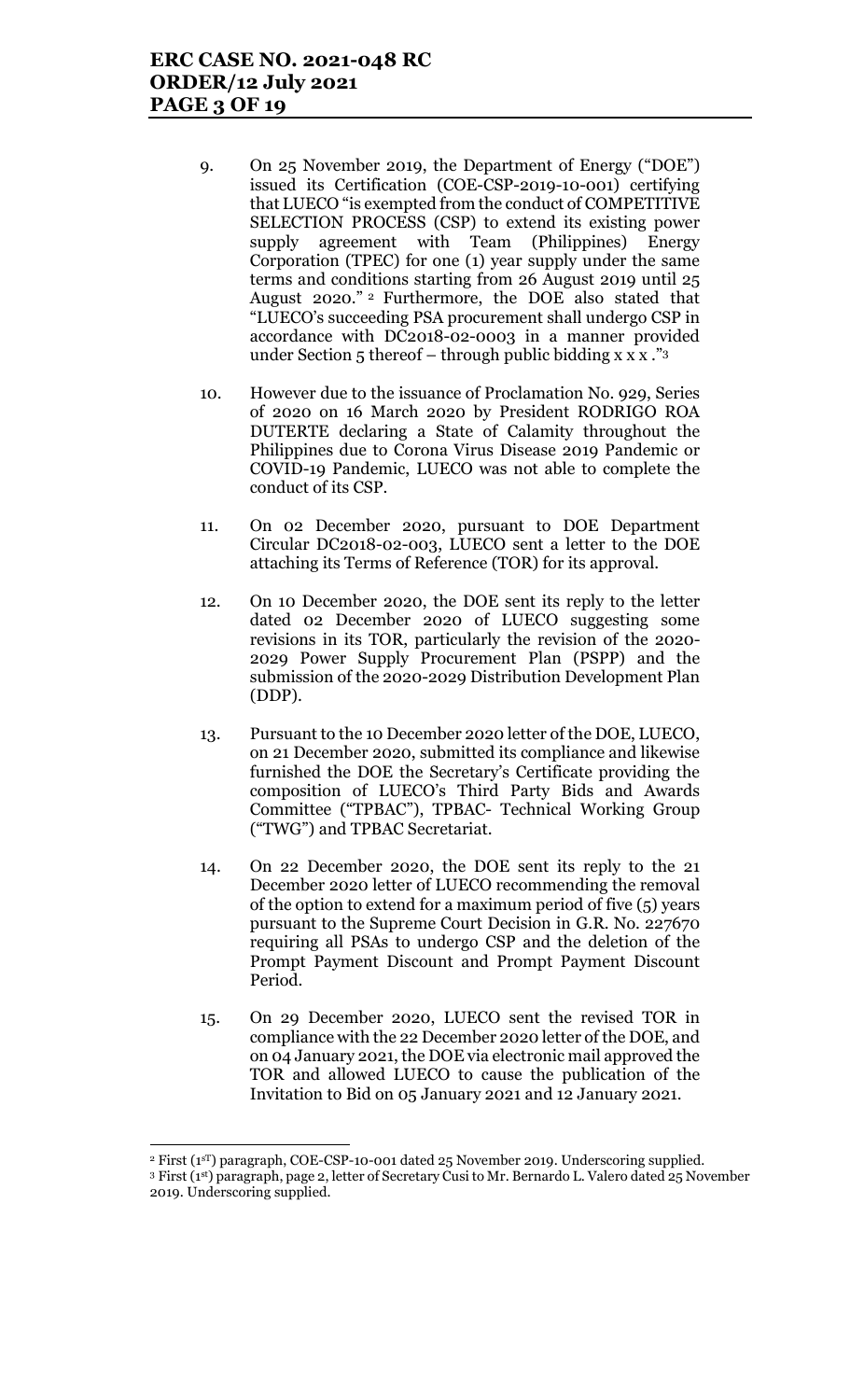9. On 25 November 2019, the Department of Energy ("DOE") issued its Certification (COE-CSP-2019-10-001) certifying that LUECO "is exempted from the conduct of COMPETITIVE SELECTION PROCESS (CSP) to extend its existing power supply agreement with Team (Philippines) Energy Corporation (TPEC) for one (1) year supply under the same terms and conditions starting from 26 August 2019 until 25 August 2020." [2] Furthermore, the DOE also stated that "LUECO's succeeding PSA procurement shall undergo CSP in accordance with DC2018-02-0003 in a manner provided under Section 5 thereof – through public bidding x x x ."[3]

10. However due to the issuance of Proclamation No. 929, Series of 2020 on 16 March 2020 by President RODRIGO ROA DUTERTE declaring a State of Calamity throughout the Philippines due to Corona Virus Disease 2019 Pandemic or COVID-19 Pandemic, LUECO was not able to complete the conduct of its CSP.

11. On 02 December 2020, pursuant to DOE Department Circular DC2018-02-003, LUECO sent a letter to the DOE attaching its Terms of Reference (TOR) for its approval.

12. On 10 December 2020, the DOE sent its reply to the letter dated 02 December 2020 of LUECO suggesting some revisions in its TOR, particularly the revision of the 2020-2029 Power Supply Procurement Plan (PSPP) and the submission of the 2020-2029 Distribution Development Plan (DDP).

13. Pursuant to the 10 December 2020 letter of the DOE, LUECO, on 21 December 2020, submitted its compliance and likewise furnished the DOE the Secretary's Certificate providing the composition of LUECO's Third Party Bids and Awards Committee ("TPBAC"), TPBAC- Technical Working Group ("TWG") and TPBAC Secretariat.

14. On 22 December 2020, the DOE sent its reply to the 21 December 2020 letter of LUECO recommending the removal of the option to extend for a maximum period of five (5) years pursuant to the Supreme Court Decision in G.R. No. 227670 requiring all PSAs to undergo CSP and the deletion of the Prompt Payment Discount and Prompt Payment Discount Period.

15. On 29 December 2020, LUECO sent the revised TOR in compliance with the 22 December 2020 letter of the DOE, and on 04 January 2021, the DOE via electronic mail approved the TOR and allowed LUECO to cause the publication of the Invitation to Bid on 05 January 2021 and 12 January 2021.

---

[2] First (1[sT]) paragraph, COE-CSP-10-001 dated 25 November 2019. Underscoring supplied.

[3] First (1[st]) paragraph, page 2, letter of Secretary Cusi to Mr. Bernardo L. Valero dated 25 November 2019. Underscoring supplied.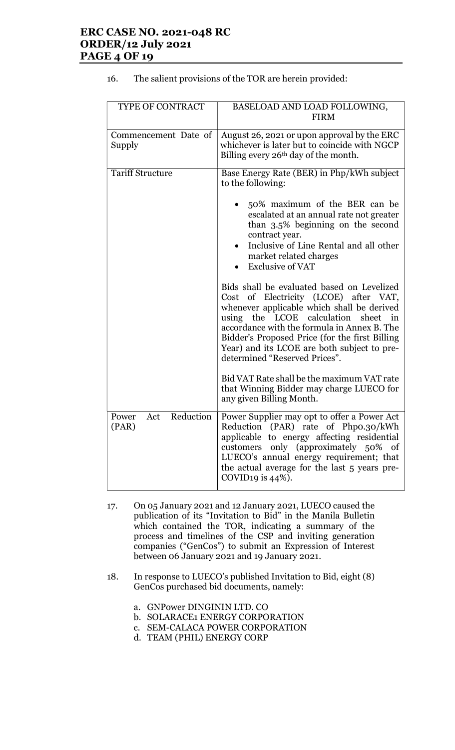16. The salient provisions of the TOR are herein provided:

| TYPE OF CONTRACT | BASELOAD AND LOAD FOLLOWING, FIRM |
|---|---|
| Commencement Date of Supply | August 26, 2021 or upon approval by the ERC whichever is later but to coincide with NGCP Billing every 26th day of the month. |
| Tariff Structure | Base Energy Rate (BER) in Php/kWh subject to the following:<br><br>• 50% maximum of the BER can be escalated at an annual rate not greater than 3.5% beginning on the second contract year.<br>• Inclusive of Line Rental and all other market related charges<br>• Exclusive of VAT<br><br>Bids shall be evaluated based on Levelized Cost of Electricity (LCOE) after VAT, whenever applicable which shall be derived using the LCOE calculation sheet in accordance with the formula in Annex B. The Bidder's Proposed Price (for the first Billing Year) and its LCOE are both subject to pre-determined "Reserved Prices".<br><br>Bid VAT Rate shall be the maximum VAT rate that Winning Bidder may charge LUECO for any given Billing Month. |
| Power Act Reduction (PAR) | Power Supplier may opt to offer a Power Act Reduction (PAR) rate of Php0.30/kWh applicable to energy affecting residential customers only (approximately 50% of LUECO's annual energy requirement; that the actual average for the last 5 years pre-COVID19 is 44%). |

17. On 05 January 2021 and 12 January 2021, LUECO caused the publication of its "Invitation to Bid" in the Manila Bulletin which contained the TOR, indicating a summary of the process and timelines of the CSP and inviting generation companies ("GenCos") to submit an Expression of Interest between 06 January 2021 and 19 January 2021.

18. In response to LUECO's published Invitation to Bid, eight (8) GenCos purchased bid documents, namely:

    a. GNPower DINGININ LTD. CO
    b. SOLARACE1 ENERGY CORPORATION
    c. SEM-CALACA POWER CORPORATION
    d. TEAM (PHIL) ENERGY CORP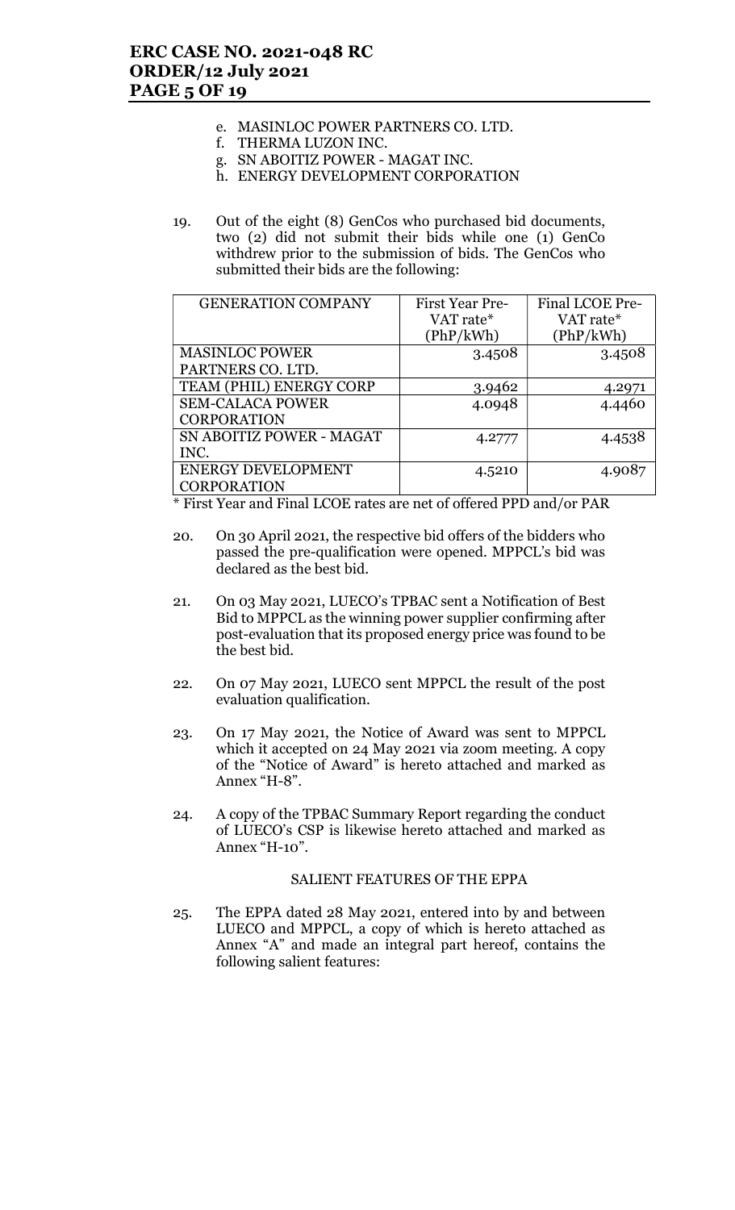e. MASINLOC POWER PARTNERS CO. LTD.
f. THERMA LUZON INC.
g. SN ABOITIZ POWER - MAGAT INC.
h. ENERGY DEVELOPMENT CORPORATION

19. Out of the eight (8) GenCos who purchased bid documents, two (2) did not submit their bids while one (1) GenCo withdrew prior to the submission of bids. The GenCos who submitted their bids are the following:

| GENERATION COMPANY | First Year Pre-VAT rate* (PhP/kWh) | Final LCOE Pre-VAT rate* (PhP/kWh) |
|---|---|---|
| MASINLOC POWER PARTNERS CO. LTD. | 3.4508 | 3.4508 |
| TEAM (PHIL) ENERGY CORP | 3.9462 | 4.2971 |
| SEM-CALACA POWER CORPORATION | 4.0948 | 4.4460 |
| SN ABOITIZ POWER - MAGAT INC. | 4.2777 | 4.4538 |
| ENERGY DEVELOPMENT CORPORATION | 4.5210 | 4.9087 |

* First Year and Final LCOE rates are net of offered PPD and/or PAR

20. On 30 April 2021, the respective bid offers of the bidders who passed the pre-qualification were opened. MPPCL's bid was declared as the best bid.

21. On 03 May 2021, LUECO's TPBAC sent a Notification of Best Bid to MPPCL as the winning power supplier confirming after post-evaluation that its proposed energy price was found to be the best bid.

22. On 07 May 2021, LUECO sent MPPCL the result of the post evaluation qualification.

23. On 17 May 2021, the Notice of Award was sent to MPPCL which it accepted on 24 May 2021 via zoom meeting. A copy of the "Notice of Award" is hereto attached and marked as Annex "H-8".

24. A copy of the TPBAC Summary Report regarding the conduct of LUECO's CSP is likewise hereto attached and marked as Annex "H-10".

SALIENT FEATURES OF THE EPPA

25. The EPPA dated 28 May 2021, entered into by and between LUECO and MPPCL, a copy of which is hereto attached as Annex "A" and made an integral part hereof, contains the following salient features: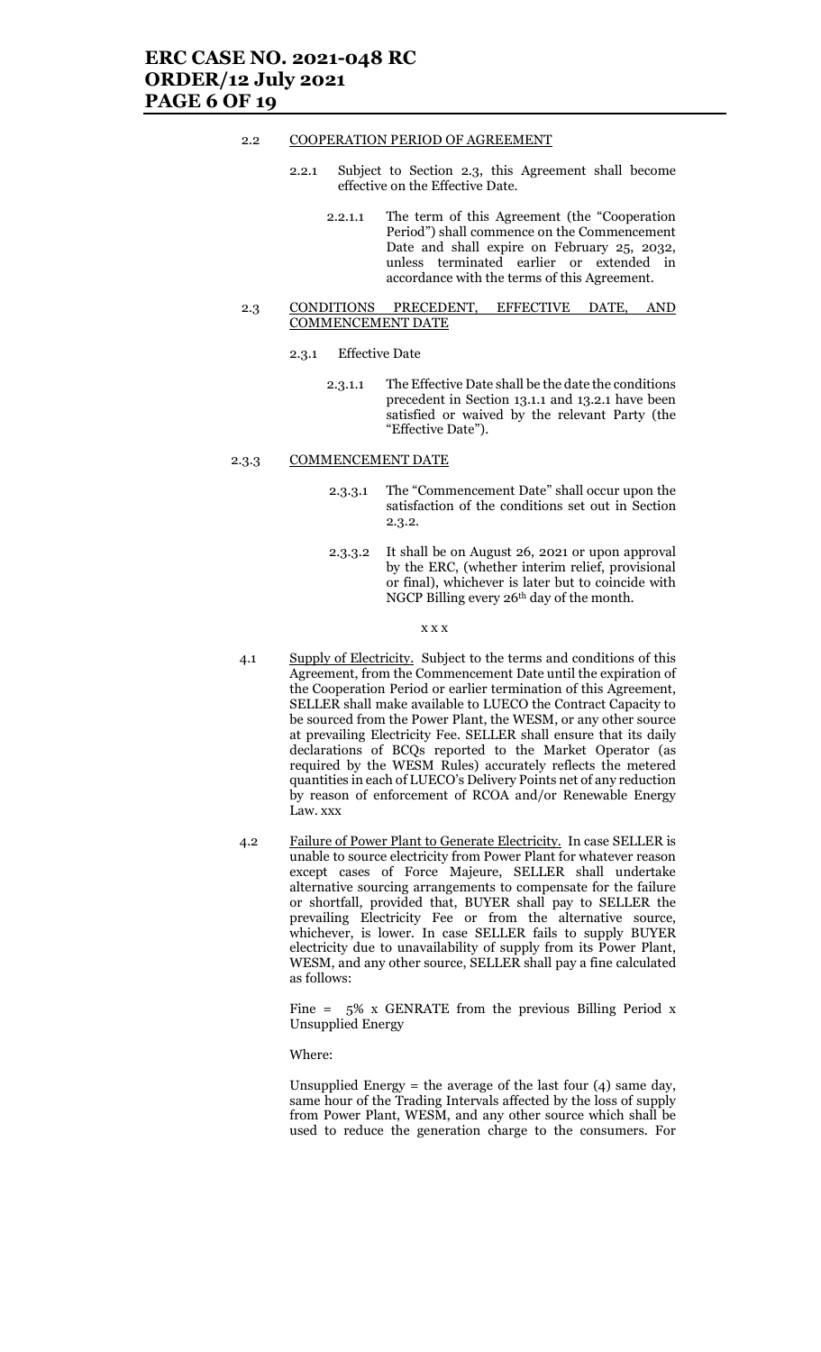2.2 COOPERATION PERIOD OF AGREEMENT

2.2.1 Subject to Section 2.3, this Agreement shall become effective on the Effective Date.

2.2.1.1 The term of this Agreement (the "Cooperation Period") shall commence on the Commencement Date and shall expire on February 25, 2032, unless terminated earlier or extended in accordance with the terms of this Agreement.

2.3 CONDITIONS PRECEDENT, EFFECTIVE DATE, AND COMMENCEMENT DATE

2.3.1 Effective Date

2.3.1.1 The Effective Date shall be the date the conditions precedent in Section 13.1.1 and 13.2.1 have been satisfied or waived by the relevant Party (the "Effective Date").

2.3.3 COMMENCEMENT DATE

2.3.3.1 The "Commencement Date" shall occur upon the satisfaction of the conditions set out in Section 2.3.2.

2.3.3.2 It shall be on August 26, 2021 or upon approval by the ERC, (whether interim relief, provisional or final), whichever is later but to coincide with NGCP Billing every 26th day of the month.

x x x

4.1 Supply of Electricity. Subject to the terms and conditions of this Agreement, from the Commencement Date until the expiration of the Cooperation Period or earlier termination of this Agreement, SELLER shall make available to LUECO the Contract Capacity to be sourced from the Power Plant, the WESM, or any other source at prevailing Electricity Fee. SELLER shall ensure that its daily declarations of BCQs reported to the Market Operator (as required by the WESM Rules) accurately reflects the metered quantities in each of LUECO's Delivery Points net of any reduction by reason of enforcement of RCOA and/or Renewable Energy Law. xxx

4.2 Failure of Power Plant to Generate Electricity. In case SELLER is unable to source electricity from Power Plant for whatever reason except cases of Force Majeure, SELLER shall undertake alternative sourcing arrangements to compensate for the failure or shortfall, provided that, BUYER shall pay to SELLER the prevailing Electricity Fee or from the alternative source, whichever, is lower. In case SELLER fails to supply BUYER electricity due to unavailability of supply from its Power Plant, WESM, and any other source, SELLER shall pay a fine calculated as follows:

Fine = 5% x GENRATE from the previous Billing Period x Unsupplied Energy

Where:

Unsupplied Energy = the average of the last four (4) same day, same hour of the Trading Intervals affected by the loss of supply from Power Plant, WESM, and any other source which shall be used to reduce the generation charge to the consumers. For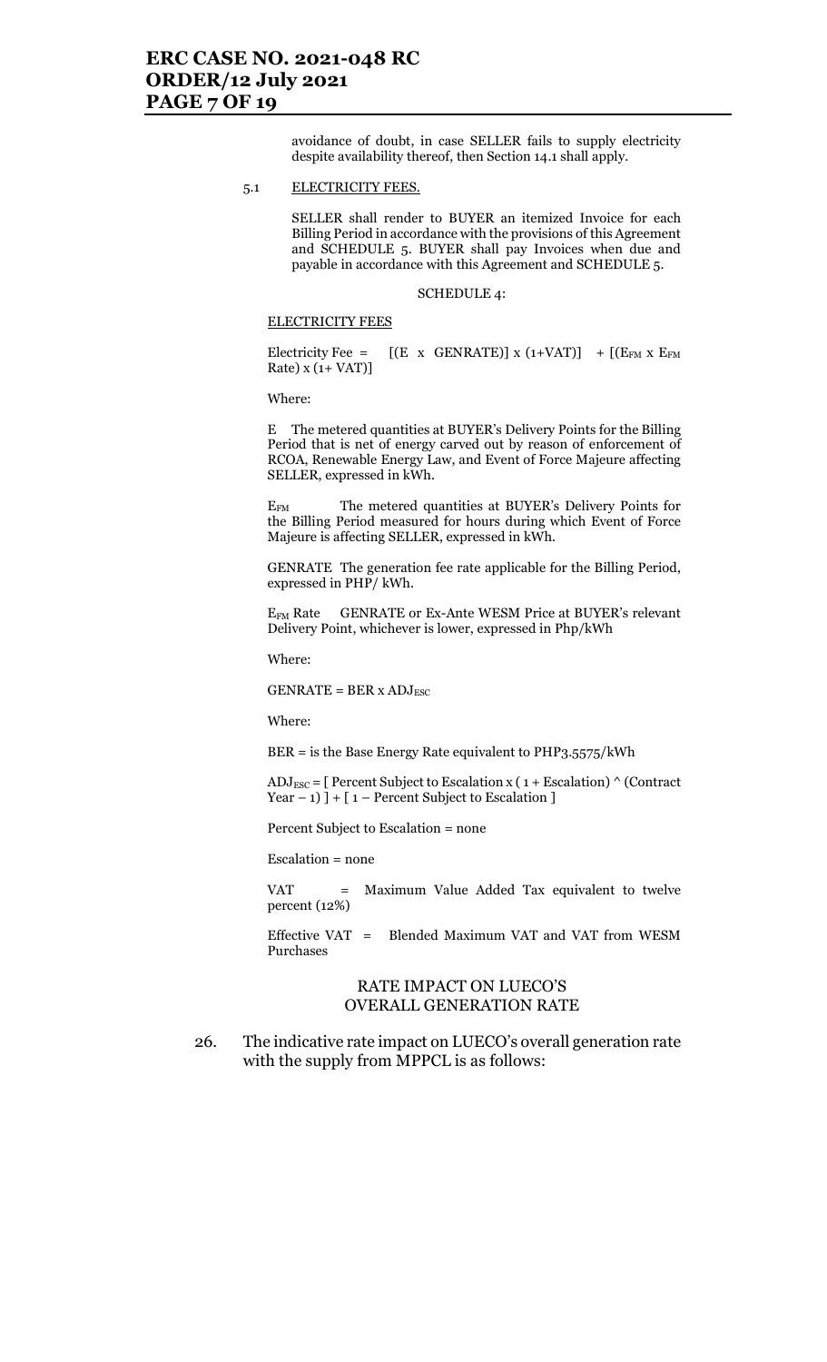avoidance of doubt, in case SELLER fails to supply electricity despite availability thereof, then Section 14.1 shall apply.

5.1 ELECTRICITY FEES.

SELLER shall render to BUYER an itemized Invoice for each Billing Period in accordance with the provisions of this Agreement and SCHEDULE 5. BUYER shall pay Invoices when due and payable in accordance with this Agreement and SCHEDULE 5.

SCHEDULE 4:

ELECTRICITY FEES

Electricity Fee = $[(E \times GENRATE)] \times (1+VAT)] + [(E_{FM} \times E_{FM}\ Rate) \times (1+VAT)]$

Where:

E The metered quantities at BUYER's Delivery Points for the Billing Period that is net of energy carved out by reason of enforcement of RCOA, Renewable Energy Law, and Event of Force Majeure affecting SELLER, expressed in kWh.

$E_{FM}$ The metered quantities at BUYER's Delivery Points for the Billing Period measured for hours during which Event of Force Majeure is affecting SELLER, expressed in kWh.

GENRATE The generation fee rate applicable for the Billing Period, expressed in PHP/ kWh.

$E_{FM}$ Rate GENRATE or Ex-Ante WESM Price at BUYER's relevant Delivery Point, whichever is lower, expressed in Php/kWh

Where:

GENRATE = BER x $ADJ_{ESC}$

Where:

BER = is the Base Energy Rate equivalent to PHP3.5575/kWh

$ADJ_{ESC}$ = [ Percent Subject to Escalation x ( 1 + Escalation) ^ (Contract Year – 1) ] + [ 1 – Percent Subject to Escalation ]

Percent Subject to Escalation = none

Escalation = none

VAT = Maximum Value Added Tax equivalent to twelve percent (12%)

Effective VAT = Blended Maximum VAT and VAT from WESM Purchases

## RATE IMPACT ON LUECO'S OVERALL GENERATION RATE

26. The indicative rate impact on LUECO's overall generation rate with the supply from MPPCL is as follows: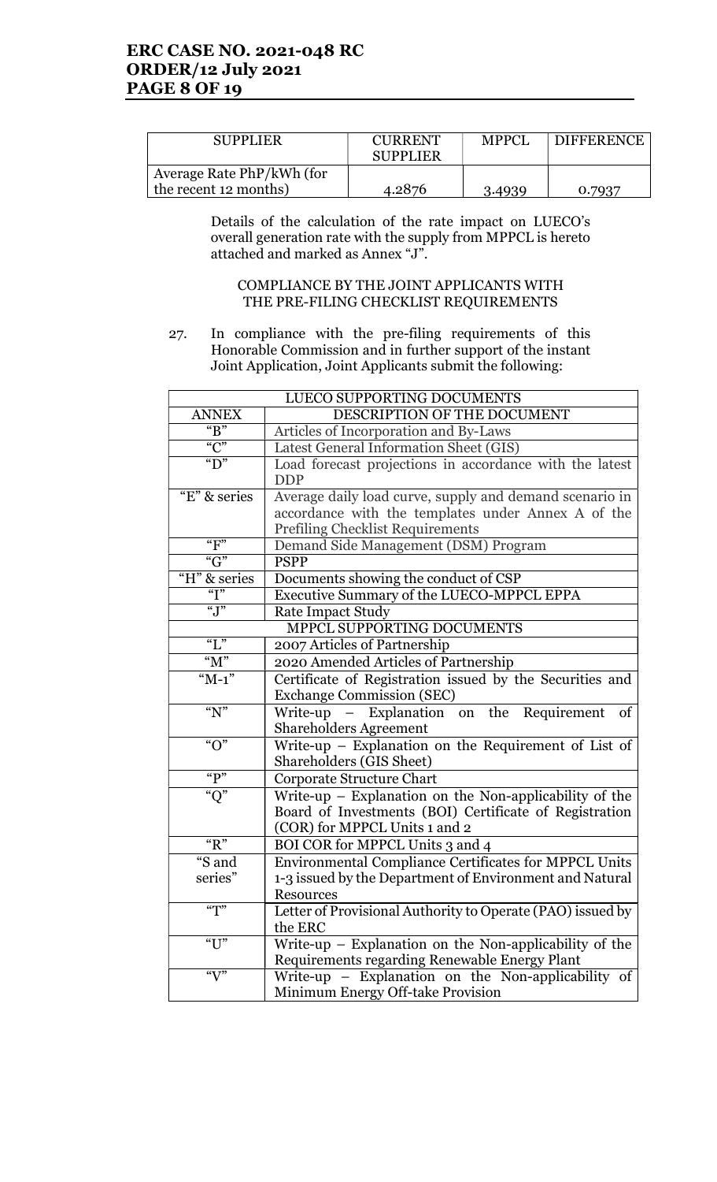| SUPPLIER | CURRENT SUPPLIER | MPPCL | DIFFERENCE |
|---|---|---|---|
| Average Rate PhP/kWh (for the recent 12 months) | 4.2876 | 3.4939 | 0.7937 |

Details of the calculation of the rate impact on LUECO's overall generation rate with the supply from MPPCL is hereto attached and marked as Annex "J".

COMPLIANCE BY THE JOINT APPLICANTS WITH THE PRE-FILING CHECKLIST REQUIREMENTS

27. In compliance with the pre-filing requirements of this Honorable Commission and in further support of the instant Joint Application, Joint Applicants submit the following:

| LUECO SUPPORTING DOCUMENTS | |
|---|---|
| ANNEX | DESCRIPTION OF THE DOCUMENT |
| "B" | Articles of Incorporation and By-Laws |
| "C" | Latest General Information Sheet (GIS) |
| "D" | Load forecast projections in accordance with the latest DDP |
| "E" & series | Average daily load curve, supply and demand scenario in accordance with the templates under Annex A of the Prefiling Checklist Requirements |
| "F" | Demand Side Management (DSM) Program |
| "G" | PSPP |
| "H" & series | Documents showing the conduct of CSP |
| "I" | Executive Summary of the LUECO-MPPCL EPPA |
| "J" | Rate Impact Study |
| MPPCL SUPPORTING DOCUMENTS | |
| "L" | 2007 Articles of Partnership |
| "M" | 2020 Amended Articles of Partnership |
| "M-1" | Certificate of Registration issued by the Securities and Exchange Commission (SEC) |
| "N" | Write-up – Explanation on the Requirement of Shareholders Agreement |
| "O" | Write-up – Explanation on the Requirement of List of Shareholders (GIS Sheet) |
| "P" | Corporate Structure Chart |
| "Q" | Write-up – Explanation on the Non-applicability of the Board of Investments (BOI) Certificate of Registration (COR) for MPPCL Units 1 and 2 |
| "R" | BOI COR for MPPCL Units 3 and 4 |
| "S and series" | Environmental Compliance Certificates for MPPCL Units 1-3 issued by the Department of Environment and Natural Resources |
| "T" | Letter of Provisional Authority to Operate (PAO) issued by the ERC |
| "U" | Write-up – Explanation on the Non-applicability of the Requirements regarding Renewable Energy Plant |
| "V" | Write-up – Explanation on the Non-applicability of Minimum Energy Off-take Provision |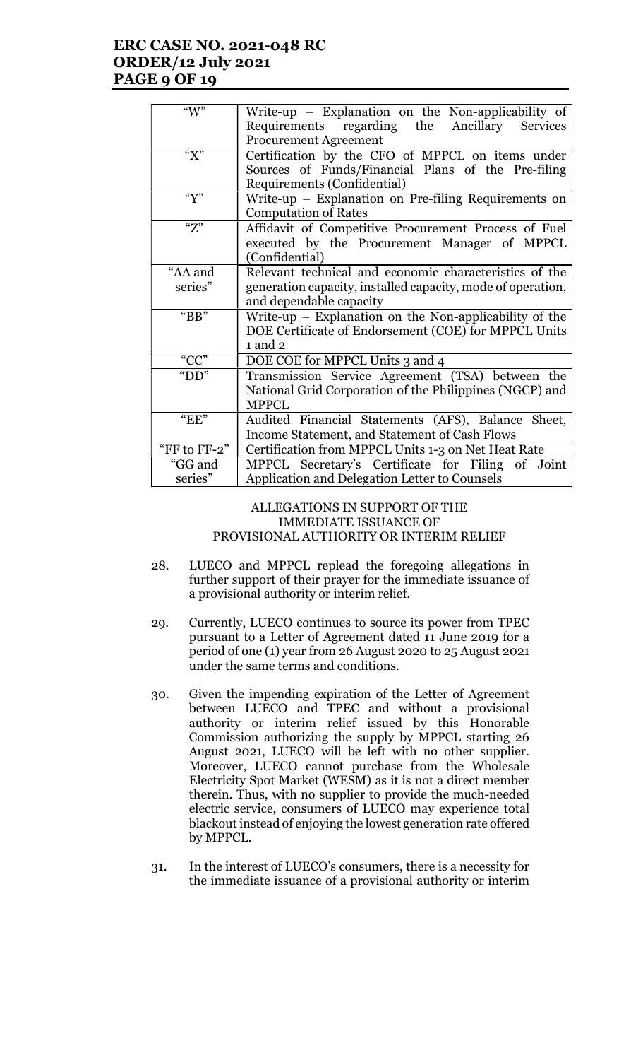| | |
|---|---|
| "W" | Write-up – Explanation on the Non-applicability of Requirements regarding the Ancillary Services Procurement Agreement |
| "X" | Certification by the CFO of MPPCL on items under Sources of Funds/Financial Plans of the Pre-filing Requirements (Confidential) |
| "Y" | Write-up – Explanation on Pre-filing Requirements on Computation of Rates |
| "Z" | Affidavit of Competitive Procurement Process of Fuel executed by the Procurement Manager of MPPCL (Confidential) |
| "AA and series" | Relevant technical and economic characteristics of the generation capacity, installed capacity, mode of operation, and dependable capacity |
| "BB" | Write-up – Explanation on the Non-applicability of the DOE Certificate of Endorsement (COE) for MPPCL Units 1 and 2 |
| "CC" | DOE COE for MPPCL Units 3 and 4 |
| "DD" | Transmission Service Agreement (TSA) between the National Grid Corporation of the Philippines (NGCP) and MPPCL |
| "EE" | Audited Financial Statements (AFS), Balance Sheet, Income Statement, and Statement of Cash Flows |
| "FF to FF-2" | Certification from MPPCL Units 1-3 on Net Heat Rate |
| "GG and series" | MPPCL Secretary's Certificate for Filing of Joint Application and Delegation Letter to Counsels |

ALLEGATIONS IN SUPPORT OF THE IMMEDIATE ISSUANCE OF PROVISIONAL AUTHORITY OR INTERIM RELIEF

28. LUECO and MPPCL replead the foregoing allegations in further support of their prayer for the immediate issuance of a provisional authority or interim relief.

29. Currently, LUECO continues to source its power from TPEC pursuant to a Letter of Agreement dated 11 June 2019 for a period of one (1) year from 26 August 2020 to 25 August 2021 under the same terms and conditions.

30. Given the impending expiration of the Letter of Agreement between LUECO and TPEC and without a provisional authority or interim relief issued by this Honorable Commission authorizing the supply by MPPCL starting 26 August 2021, LUECO will be left with no other supplier. Moreover, LUECO cannot purchase from the Wholesale Electricity Spot Market (WESM) as it is not a direct member therein. Thus, with no supplier to provide the much-needed electric service, consumers of LUECO may experience total blackout instead of enjoying the lowest generation rate offered by MPPCL.

31. In the interest of LUECO's consumers, there is a necessity for the immediate issuance of a provisional authority or interim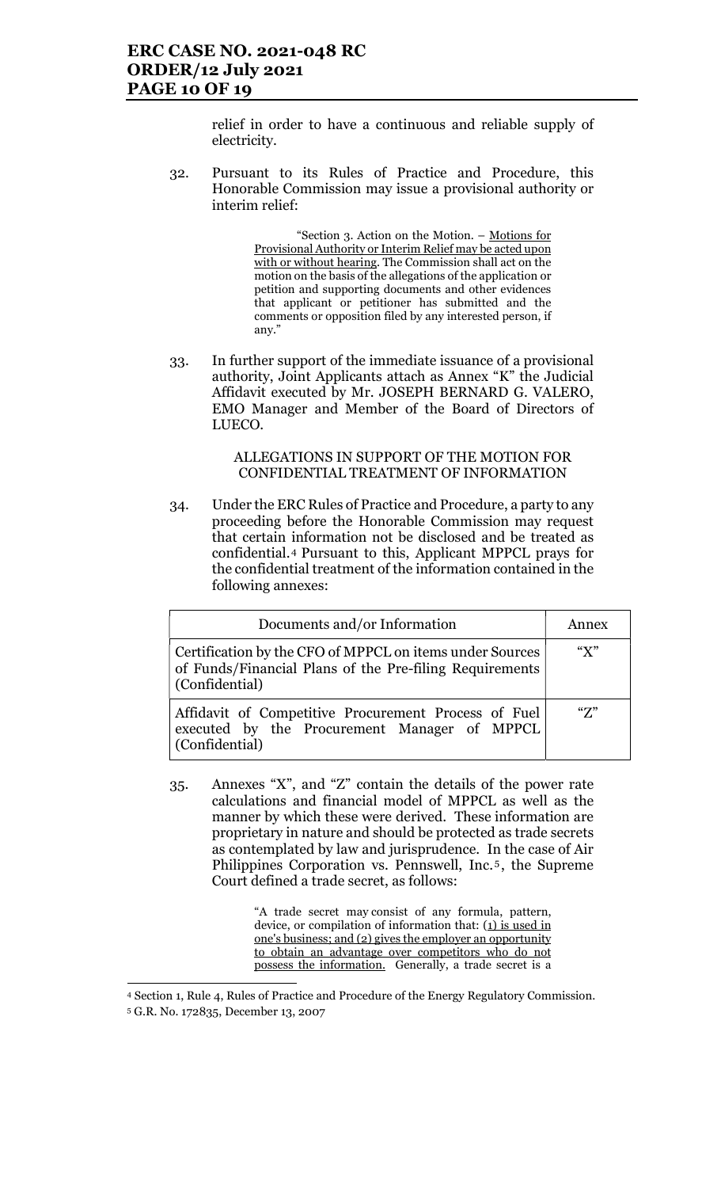relief in order to have a continuous and reliable supply of electricity.

32. Pursuant to its Rules of Practice and Procedure, this Honorable Commission may issue a provisional authority or interim relief:

> "Section 3. Action on the Motion. – Motions for Provisional Authority or Interim Relief may be acted upon with or without hearing. The Commission shall act on the motion on the basis of the allegations of the application or petition and supporting documents and other evidences that applicant or petitioner has submitted and the comments or opposition filed by any interested person, if any."

33. In further support of the immediate issuance of a provisional authority, Joint Applicants attach as Annex "K" the Judicial Affidavit executed by Mr. JOSEPH BERNARD G. VALERO, EMO Manager and Member of the Board of Directors of LUECO.

ALLEGATIONS IN SUPPORT OF THE MOTION FOR CONFIDENTIAL TREATMENT OF INFORMATION

34. Under the ERC Rules of Practice and Procedure, a party to any proceeding before the Honorable Commission may request that certain information not be disclosed and be treated as confidential.[4] Pursuant to this, Applicant MPPCL prays for the confidential treatment of the information contained in the following annexes:

| Documents and/or Information | Annex |
|---|---|
| Certification by the CFO of MPPCL on items under Sources of Funds/Financial Plans of the Pre-filing Requirements (Confidential) | "X" |
| Affidavit of Competitive Procurement Process of Fuel executed by the Procurement Manager of MPPCL (Confidential) | "Z" |

35. Annexes "X", and "Z" contain the details of the power rate calculations and financial model of MPPCL as well as the manner by which these were derived. These information are proprietary in nature and should be protected as trade secrets as contemplated by law and jurisprudence. In the case of Air Philippines Corporation vs. Pennswell, Inc.[5], the Supreme Court defined a trade secret, as follows:

> "A trade secret may consist of any formula, pattern, device, or compilation of information that: (1) is used in one's business; and (2) gives the employer an opportunity to obtain an advantage over competitors who do not possess the information. Generally, a trade secret is a

[4] Section 1, Rule 4, Rules of Practice and Procedure of the Energy Regulatory Commission.

[5] G.R. No. 172835, December 13, 2007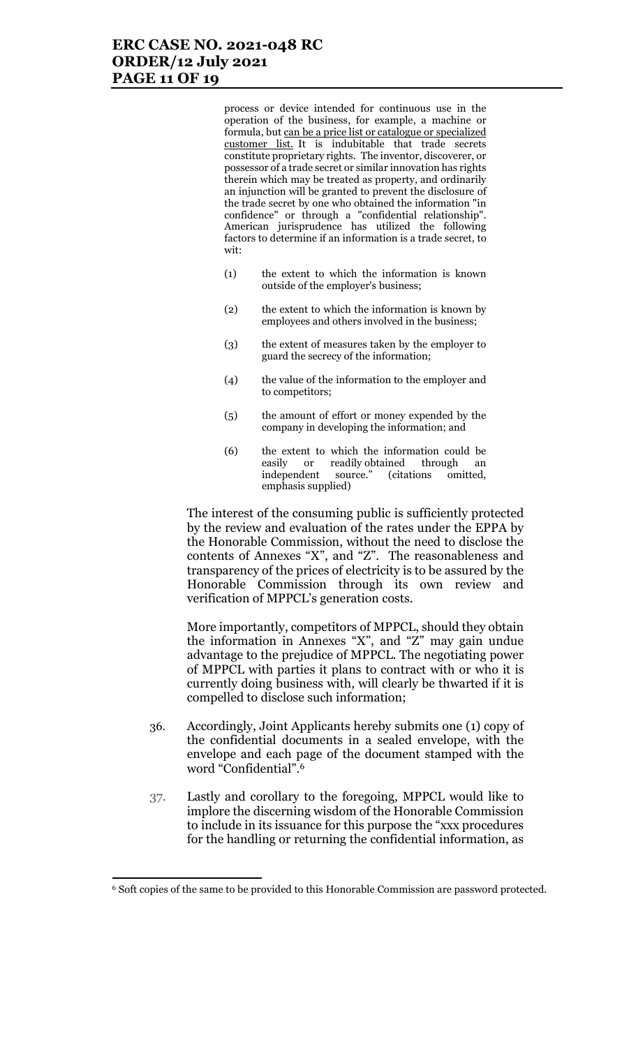process or device intended for continuous use in the operation of the business, for example, a machine or formula, but can be a price list or catalogue or specialized customer list. It is indubitable that trade secrets constitute proprietary rights. The inventor, discoverer, or possessor of a trade secret or similar innovation has rights therein which may be treated as property, and ordinarily an injunction will be granted to prevent the disclosure of the trade secret by one who obtained the information "in confidence" or through a "confidential relationship". American jurisprudence has utilized the following factors to determine if an information is a trade secret, to wit:

(1) the extent to which the information is known outside of the employer's business;

(2) the extent to which the information is known by employees and others involved in the business;

(3) the extent of measures taken by the employer to guard the secrecy of the information;

(4) the value of the information to the employer and to competitors;

(5) the amount of effort or money expended by the company in developing the information; and

(6) the extent to which the information could be easily or readily obtained through an independent source." (citations omitted, emphasis supplied)

The interest of the consuming public is sufficiently protected by the review and evaluation of the rates under the EPPA by the Honorable Commission, without the need to disclose the contents of Annexes "X", and "Z". The reasonableness and transparency of the prices of electricity is to be assured by the Honorable Commission through its own review and verification of MPPCL's generation costs.

More importantly, competitors of MPPCL, should they obtain the information in Annexes "X", and "Z" may gain undue advantage to the prejudice of MPPCL. The negotiating power of MPPCL with parties it plans to contract with or who it is currently doing business with, will clearly be thwarted if it is compelled to disclose such information;

36. Accordingly, Joint Applicants hereby submits one (1) copy of the confidential documents in a sealed envelope, with the envelope and each page of the document stamped with the word "Confidential".[6]

37. Lastly and corollary to the foregoing, MPPCL would like to implore the discerning wisdom of the Honorable Commission to include in its issuance for this purpose the "xxx procedures for the handling or returning the confidential information, as

[6] Soft copies of the same to be provided to this Honorable Commission are password protected.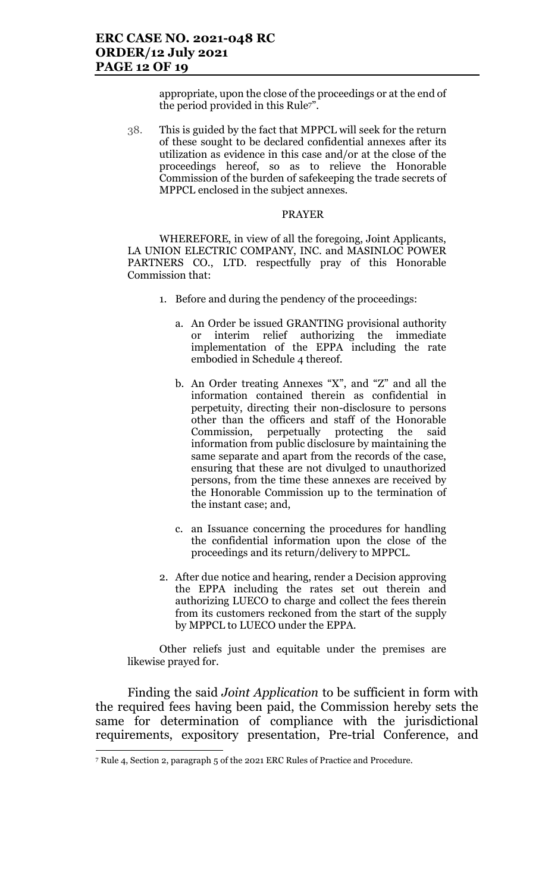appropriate, upon the close of the proceedings or at the end of the period provided in this Rule[7]".

38. This is guided by the fact that MPPCL will seek for the return of these sought to be declared confidential annexes after its utilization as evidence in this case and/or at the close of the proceedings hereof, so as to relieve the Honorable Commission of the burden of safekeeping the trade secrets of MPPCL enclosed in the subject annexes.

PRAYER

WHEREFORE, in view of all the foregoing, Joint Applicants, LA UNION ELECTRIC COMPANY, INC. and MASINLOC POWER PARTNERS CO., LTD. respectfully pray of this Honorable Commission that:

1. Before and during the pendency of the proceedings:

   a. An Order be issued GRANTING provisional authority or interim relief authorizing the immediate implementation of the EPPA including the rate embodied in Schedule 4 thereof.

   b. An Order treating Annexes "X", and "Z" and all the information contained therein as confidential in perpetuity, directing their non-disclosure to persons other than the officers and staff of the Honorable Commission, perpetually protecting the said information from public disclosure by maintaining the same separate and apart from the records of the case, ensuring that these are not divulged to unauthorized persons, from the time these annexes are received by the Honorable Commission up to the termination of the instant case; and,

   c. an Issuance concerning the procedures for handling the confidential information upon the close of the proceedings and its return/delivery to MPPCL.

2. After due notice and hearing, render a Decision approving the EPPA including the rates set out therein and authorizing LUECO to charge and collect the fees therein from its customers reckoned from the start of the supply by MPPCL to LUECO under the EPPA.

Other reliefs just and equitable under the premises are likewise prayed for.

Finding the said *Joint Application* to be sufficient in form with the required fees having been paid, the Commission hereby sets the same for determination of compliance with the jurisdictional requirements, expository presentation, Pre-trial Conference, and

---

[7] Rule 4, Section 2, paragraph 5 of the 2021 ERC Rules of Practice and Procedure.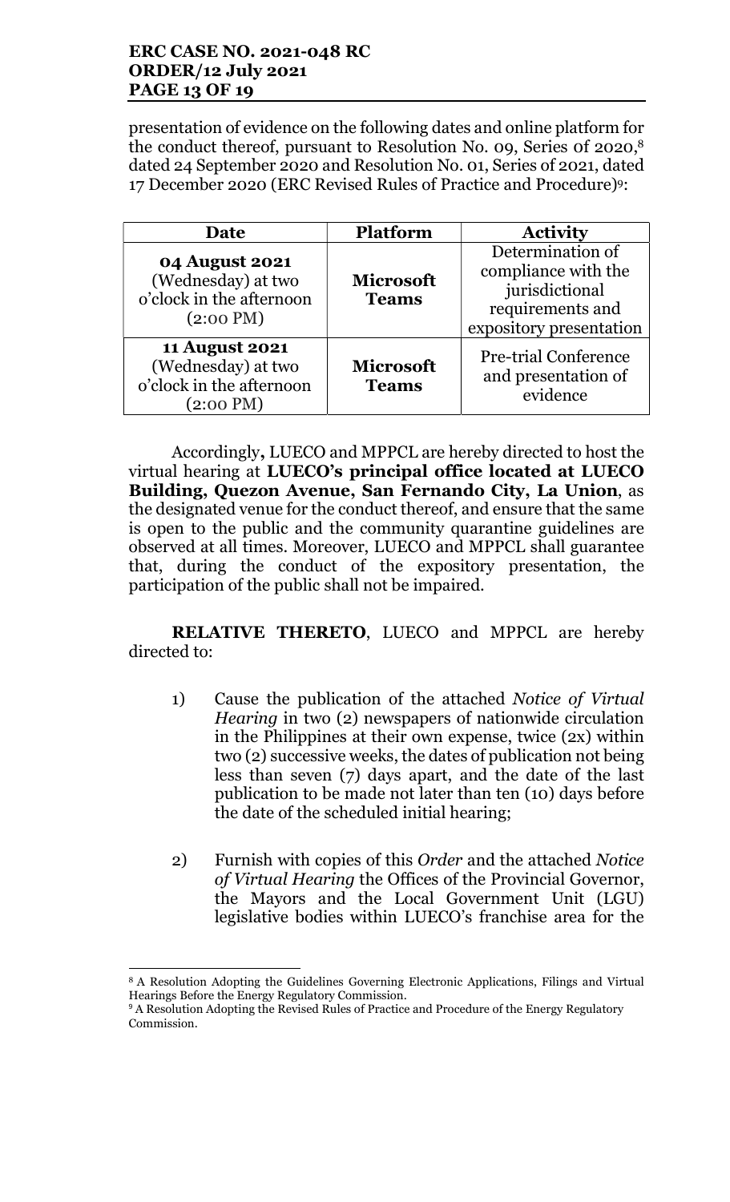presentation of evidence on the following dates and online platform for the conduct thereof, pursuant to Resolution No. 09, Series 0f 2020,[8] dated 24 September 2020 and Resolution No. 01, Series of 2021, dated 17 December 2020 (ERC Revised Rules of Practice and Procedure)[9]:

| Date | Platform | Activity |
|---|---|---|
| **04 August 2021** (Wednesday) at two o'clock in the afternoon (2:00 PM) | **Microsoft Teams** | Determination of compliance with the jurisdictional requirements and expository presentation |
| **11 August 2021** (Wednesday) at two o'clock in the afternoon (2:00 PM) | **Microsoft Teams** | Pre-trial Conference and presentation of evidence |

Accordingly**,** LUECO and MPPCL are hereby directed to host the virtual hearing at **LUECO's principal office located at LUECO Building, Quezon Avenue, San Fernando City, La Union**, as the designated venue for the conduct thereof, and ensure that the same is open to the public and the community quarantine guidelines are observed at all times. Moreover, LUECO and MPPCL shall guarantee that, during the conduct of the expository presentation, the participation of the public shall not be impaired.

**RELATIVE THERETO**, LUECO and MPPCL are hereby directed to:

1) Cause the publication of the attached *Notice of Virtual Hearing* in two (2) newspapers of nationwide circulation in the Philippines at their own expense, twice (2x) within two (2) successive weeks, the dates of publication not being less than seven (7) days apart, and the date of the last publication to be made not later than ten (10) days before the date of the scheduled initial hearing;

2) Furnish with copies of this *Order* and the attached *Notice of Virtual Hearing* the Offices of the Provincial Governor, the Mayors and the Local Government Unit (LGU) legislative bodies within LUECO's franchise area for the

---

[8] A Resolution Adopting the Guidelines Governing Electronic Applications, Filings and Virtual Hearings Before the Energy Regulatory Commission.

[9] A Resolution Adopting the Revised Rules of Practice and Procedure of the Energy Regulatory Commission.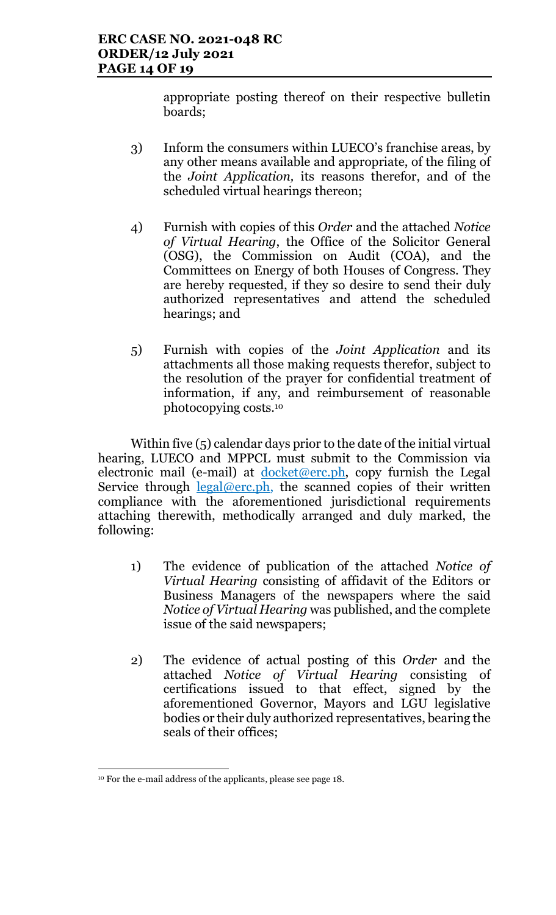appropriate posting thereof on their respective bulletin boards;

3) Inform the consumers within LUECO's franchise areas, by any other means available and appropriate, of the filing of the *Joint Application,* its reasons therefor, and of the scheduled virtual hearings thereon;

4) Furnish with copies of this *Order* and the attached *Notice of Virtual Hearing*, the Office of the Solicitor General (OSG), the Commission on Audit (COA), and the Committees on Energy of both Houses of Congress. They are hereby requested, if they so desire to send their duly authorized representatives and attend the scheduled hearings; and

5) Furnish with copies of the *Joint Application* and its attachments all those making requests therefor, subject to the resolution of the prayer for confidential treatment of information, if any, and reimbursement of reasonable photocopying costs.[10]

Within five (5) calendar days prior to the date of the initial virtual hearing, LUECO and MPPCL must submit to the Commission via electronic mail (e-mail) at docket@erc.ph, copy furnish the Legal Service through legal@erc.ph, the scanned copies of their written compliance with the aforementioned jurisdictional requirements attaching therewith, methodically arranged and duly marked, the following:

1) The evidence of publication of the attached *Notice of Virtual Hearing* consisting of affidavit of the Editors or Business Managers of the newspapers where the said *Notice of Virtual Hearing* was published, and the complete issue of the said newspapers;

2) The evidence of actual posting of this *Order* and the attached *Notice of Virtual Hearing* consisting of certifications issued to that effect, signed by the aforementioned Governor, Mayors and LGU legislative bodies or their duly authorized representatives, bearing the seals of their offices;

---

[10] For the e-mail address of the applicants, please see page 18.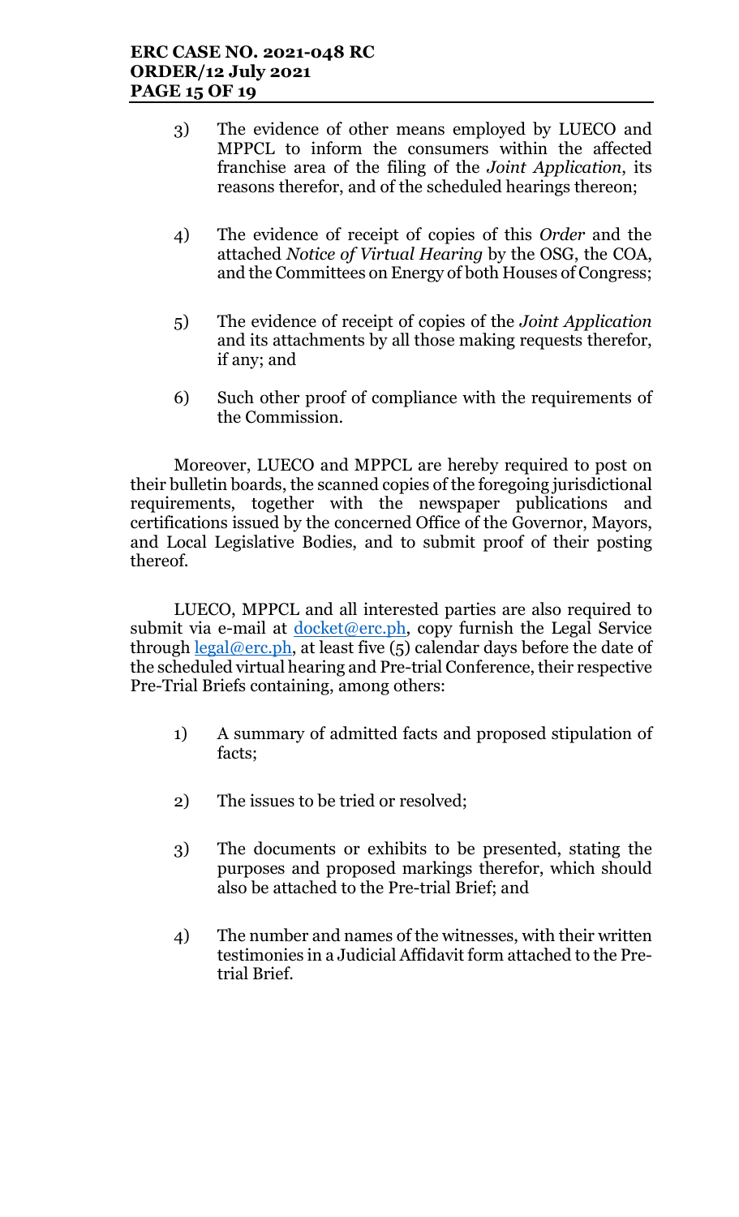3) The evidence of other means employed by LUECO and MPPCL to inform the consumers within the affected franchise area of the filing of the *Joint Application*, its reasons therefor, and of the scheduled hearings thereon;

4) The evidence of receipt of copies of this *Order* and the attached *Notice of Virtual Hearing* by the OSG, the COA, and the Committees on Energy of both Houses of Congress;

5) The evidence of receipt of copies of the *Joint Application* and its attachments by all those making requests therefor, if any; and

6) Such other proof of compliance with the requirements of the Commission.

Moreover, LUECO and MPPCL are hereby required to post on their bulletin boards, the scanned copies of the foregoing jurisdictional requirements, together with the newspaper publications and certifications issued by the concerned Office of the Governor, Mayors, and Local Legislative Bodies, and to submit proof of their posting thereof.

LUECO, MPPCL and all interested parties are also required to submit via e-mail at docket@erc.ph, copy furnish the Legal Service through legal@erc.ph, at least five (5) calendar days before the date of the scheduled virtual hearing and Pre-trial Conference, their respective Pre-Trial Briefs containing, among others:

1) A summary of admitted facts and proposed stipulation of facts;

2) The issues to be tried or resolved;

3) The documents or exhibits to be presented, stating the purposes and proposed markings therefor, which should also be attached to the Pre-trial Brief; and

4) The number and names of the witnesses, with their written testimonies in a Judicial Affidavit form attached to the Pre-trial Brief.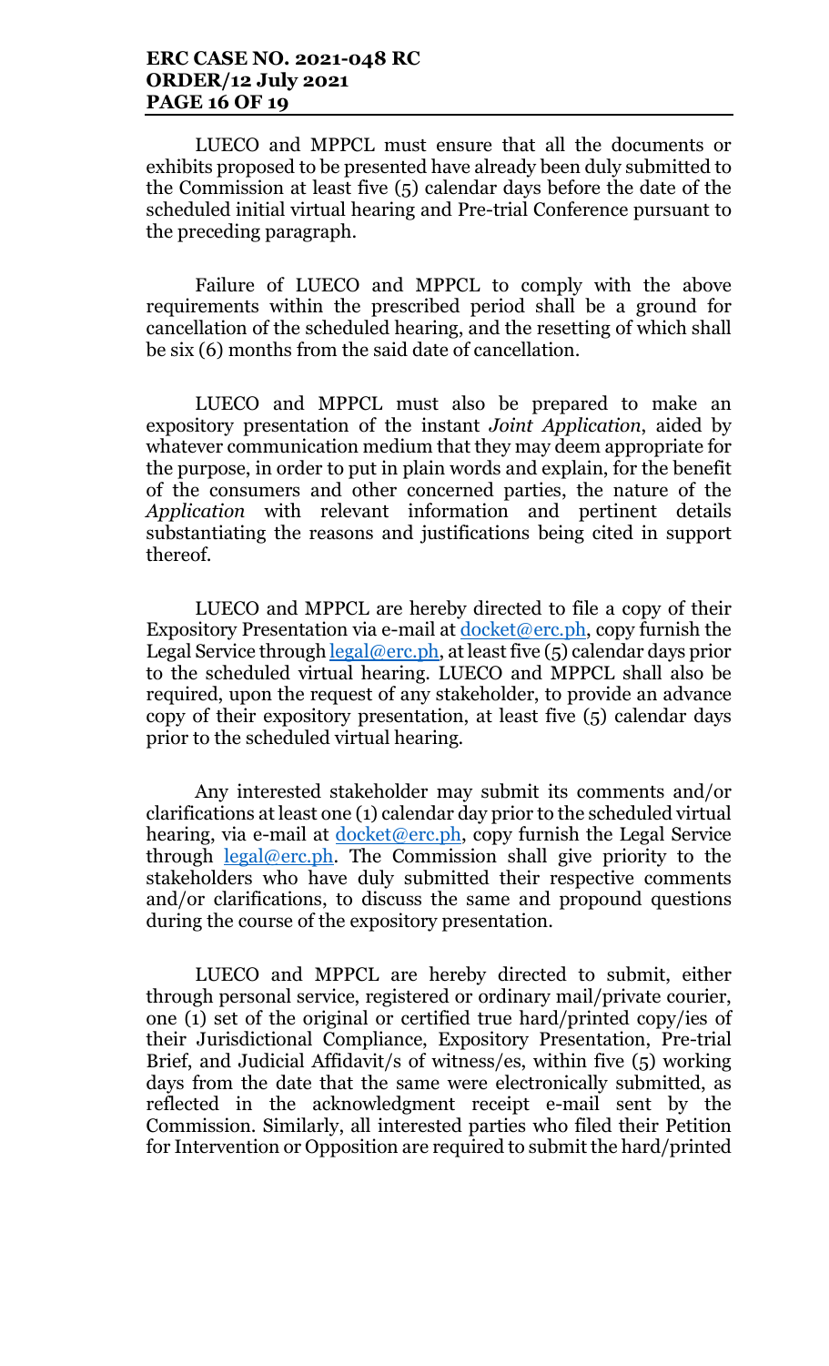LUECO and MPPCL must ensure that all the documents or exhibits proposed to be presented have already been duly submitted to the Commission at least five (5) calendar days before the date of the scheduled initial virtual hearing and Pre-trial Conference pursuant to the preceding paragraph.

Failure of LUECO and MPPCL to comply with the above requirements within the prescribed period shall be a ground for cancellation of the scheduled hearing, and the resetting of which shall be six (6) months from the said date of cancellation.

LUECO and MPPCL must also be prepared to make an expository presentation of the instant *Joint Application*, aided by whatever communication medium that they may deem appropriate for the purpose, in order to put in plain words and explain, for the benefit of the consumers and other concerned parties, the nature of the *Application* with relevant information and pertinent details substantiating the reasons and justifications being cited in support thereof.

LUECO and MPPCL are hereby directed to file a copy of their Expository Presentation via e-mail at docket@erc.ph, copy furnish the Legal Service through legal@erc.ph, at least five (5) calendar days prior to the scheduled virtual hearing. LUECO and MPPCL shall also be required, upon the request of any stakeholder, to provide an advance copy of their expository presentation, at least five (5) calendar days prior to the scheduled virtual hearing.

Any interested stakeholder may submit its comments and/or clarifications at least one (1) calendar day prior to the scheduled virtual hearing, via e-mail at docket@erc.ph, copy furnish the Legal Service through legal@erc.ph. The Commission shall give priority to the stakeholders who have duly submitted their respective comments and/or clarifications, to discuss the same and propound questions during the course of the expository presentation.

LUECO and MPPCL are hereby directed to submit, either through personal service, registered or ordinary mail/private courier, one (1) set of the original or certified true hard/printed copy/ies of their Jurisdictional Compliance, Expository Presentation, Pre-trial Brief, and Judicial Affidavit/s of witness/es, within five (5) working days from the date that the same were electronically submitted, as reflected in the acknowledgment receipt e-mail sent by the Commission. Similarly, all interested parties who filed their Petition for Intervention or Opposition are required to submit the hard/printed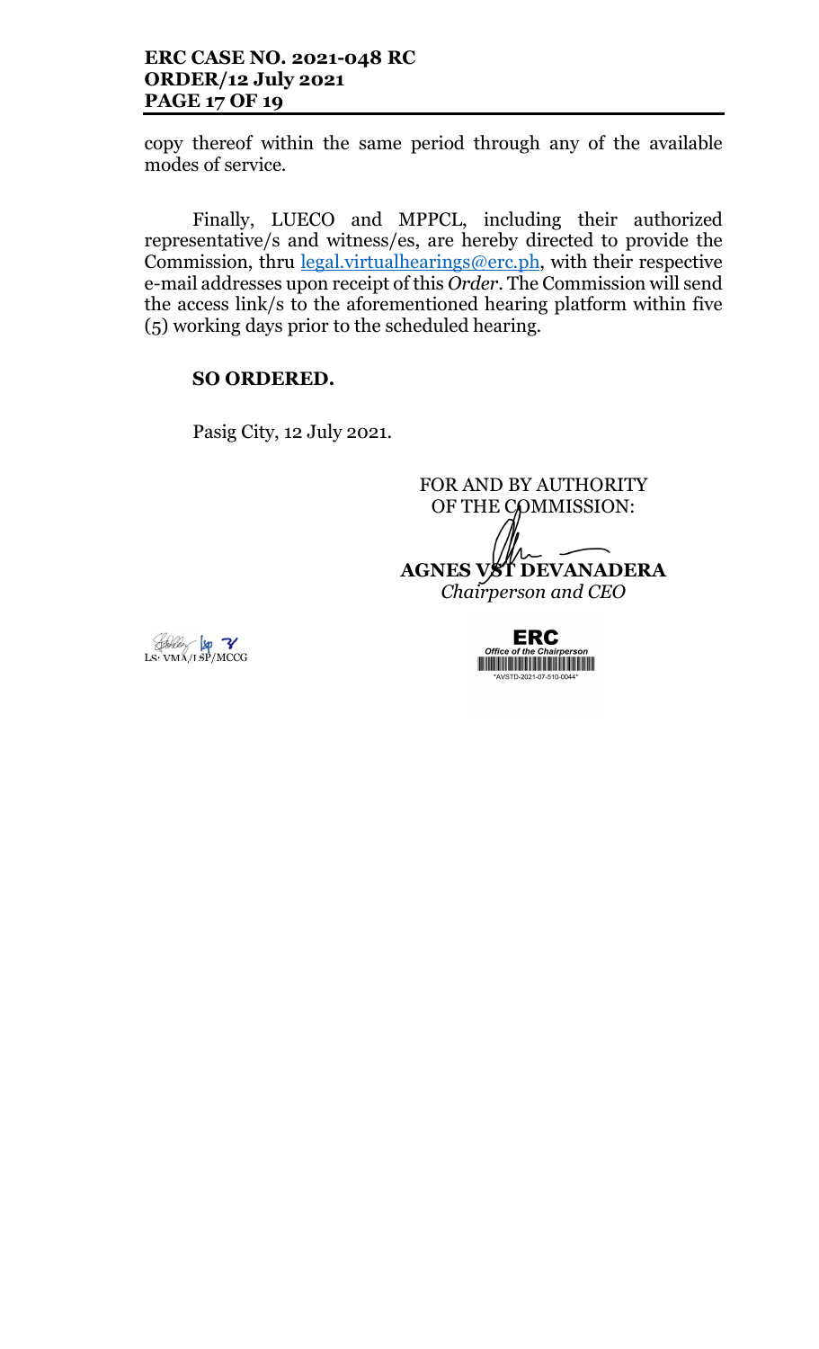copy thereof within the same period through any of the available modes of service.

Finally, LUECO and MPPCL, including their authorized representative/s and witness/es, are hereby directed to provide the Commission, thru legal.virtualhearings@erc.ph, with their respective e-mail addresses upon receipt of this *Order*. The Commission will send the access link/s to the aforementioned hearing platform within five (5) working days prior to the scheduled hearing.

**SO ORDERED.**

Pasig City, 12 July 2021.

FOR AND BY AUTHORITY OF THE COMMISSION:

**AGNES VST DEVANADERA**
*Chairperson and CEO*

LS: VMA/LSP/MCCG

ERC
*Office of the Chairperson*
*AVSTD-2021-07-510-0044*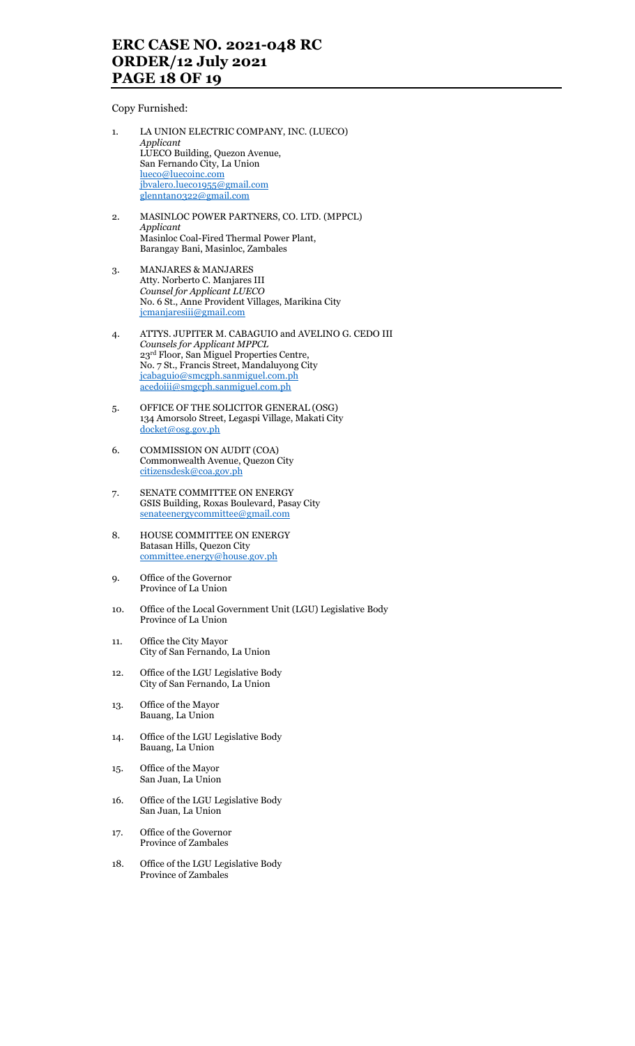Copy Furnished:

1. LA UNION ELECTRIC COMPANY, INC. (LUECO)
   *Applicant*
   LUECO Building, Quezon Avenue,
   San Fernando City, La Union
   lueco@luecoinc.com
   jbvalero.lueco1955@gmail.com
   glenntan0322@gmail.com

2. MASINLOC POWER PARTNERS, CO. LTD. (MPPCL)
   *Applicant*
   Masinloc Coal-Fired Thermal Power Plant,
   Barangay Bani, Masinloc, Zambales

3. MANJARES & MANJARES
   Atty. Norberto C. Manjares III
   *Counsel for Applicant LUECO*
   No. 6 St., Anne Provident Villages, Marikina City
   jcmanjaresiii@gmail.com

4. ATTYS. JUPITER M. CABAGUIO and AVELINO G. CEDO III
   *Counsels for Applicant MPPCL*
   23rd Floor, San Miguel Properties Centre,
   No. 7 St., Francis Street, Mandaluyong City
   jcabaguio@smcgph.sanmiguel.com.ph
   acedoiii@smgcph.sanmiguel.com.ph

5. OFFICE OF THE SOLICITOR GENERAL (OSG)
   134 Amorsolo Street, Legaspi Village, Makati City
   docket@osg.gov.ph

6. COMMISSION ON AUDIT (COA)
   Commonwealth Avenue, Quezon City
   citizensdesk@coa.gov.ph

7. SENATE COMMITTEE ON ENERGY
   GSIS Building, Roxas Boulevard, Pasay City
   senateenergycommittee@gmail.com

8. HOUSE COMMITTEE ON ENERGY
   Batasan Hills, Quezon City
   committee.energy@house.gov.ph

9. Office of the Governor
   Province of La Union

10. Office of the Local Government Unit (LGU) Legislative Body
    Province of La Union

11. Office the City Mayor
    City of San Fernando, La Union

12. Office of the LGU Legislative Body
    City of San Fernando, La Union

13. Office of the Mayor
    Bauang, La Union

14. Office of the LGU Legislative Body
    Bauang, La Union

15. Office of the Mayor
    San Juan, La Union

16. Office of the LGU Legislative Body
    San Juan, La Union

17. Office of the Governor
    Province of Zambales

18. Office of the LGU Legislative Body
    Province of Zambales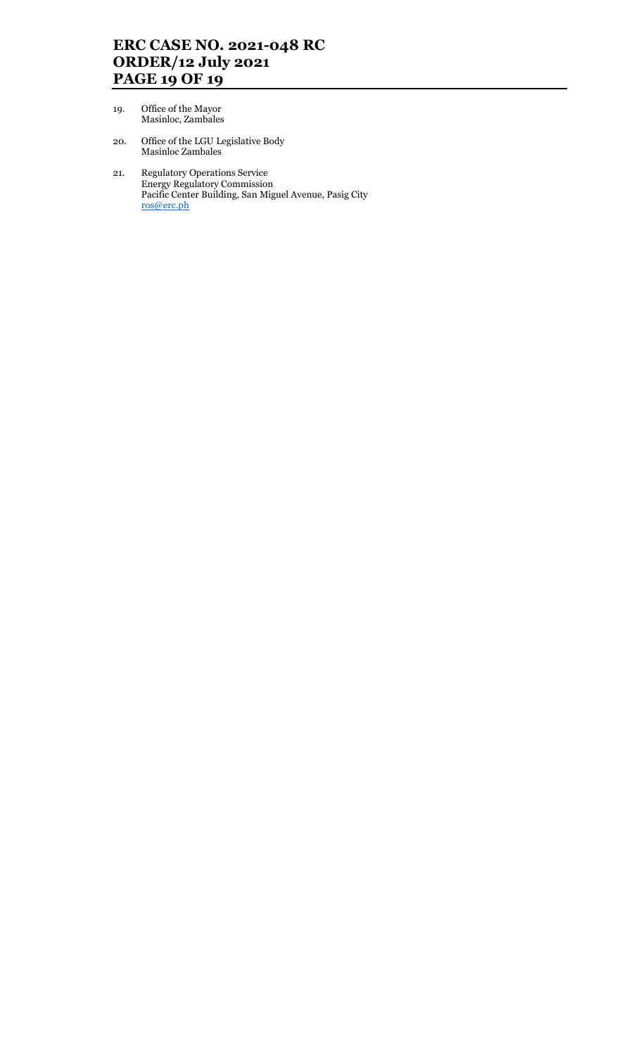19. Office of the Mayor
    Masinloc, Zambales

20. Office of the LGU Legislative Body
    Masinloc Zambales

21. Regulatory Operations Service
    Energy Regulatory Commission
    Pacific Center Building, San Miguel Avenue, Pasig City
    ros@erc.ph